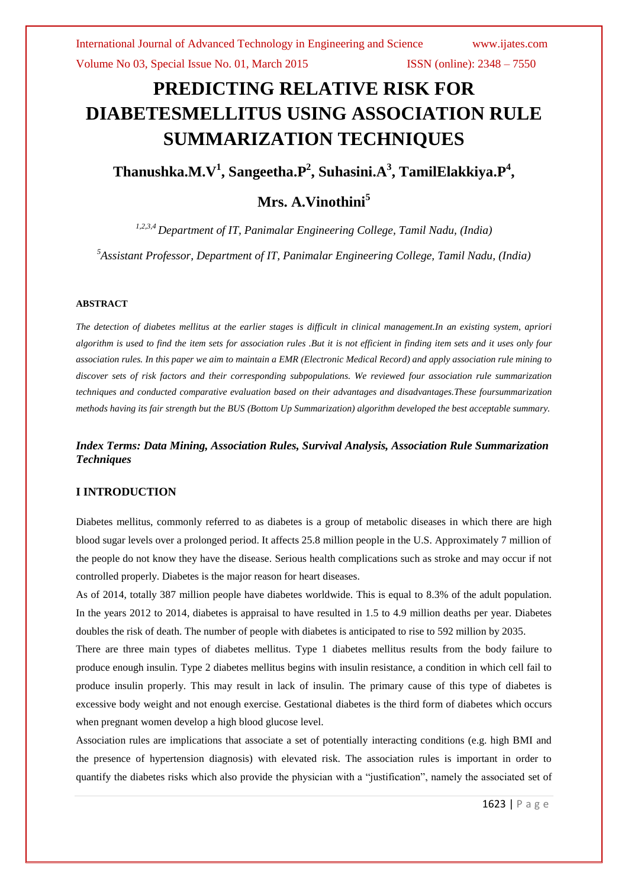# PREDICTING RELATIVE RISK FOR DIABETESMELLITUS USING ASSOCIATION RULE SUMMARIZATION TECHNIQUES

**Thanushka.M.V[1], Sangeetha.P[2], Suhasini.A[3], TamilElakkiya.P[4], Mrs. A.Vinothini[5]**

*[1,2,3,4] Department of IT, Panimalar Engineering College, Tamil Nadu, (India)*

*[5]Assistant Professor, Department of IT, Panimalar Engineering College, Tamil Nadu, (India)*

#### ABSTRACT

*The detection of diabetes mellitus at the earlier stages is difficult in clinical management.In an existing system, apriori algorithm is used to find the item sets for association rules .But it is not efficient in finding item sets and it uses only four association rules. In this paper we aim to maintain a EMR (Electronic Medical Record) and apply association rule mining to discover sets of risk factors and their corresponding subpopulations. We reviewed four association rule summarization techniques and conducted comparative evaluation based on their advantages and disadvantages.These foursummarization methods having its fair strength but the BUS (Bottom Up Summarization) algorithm developed the best acceptable summary.*

***Index Terms: Data Mining, Association Rules, Survival Analysis, Association Rule Summarization Techniques***

## I INTRODUCTION

Diabetes mellitus, commonly referred to as diabetes is a group of metabolic diseases in which there are high blood sugar levels over a prolonged period. It affects 25.8 million people in the U.S. Approximately 7 million of the people do not know they have the disease. Serious health complications such as stroke and may occur if not controlled properly. Diabetes is the major reason for heart diseases.

As of 2014, totally 387 million people have diabetes worldwide. This is equal to 8.3% of the adult population. In the years 2012 to 2014, diabetes is appraisal to have resulted in 1.5 to 4.9 million deaths per year. Diabetes doubles the risk of death. The number of people with diabetes is anticipated to rise to 592 million by 2035.

There are three main types of diabetes mellitus. Type 1 diabetes mellitus results from the body failure to produce enough insulin. Type 2 diabetes mellitus begins with insulin resistance, a condition in which cell fail to produce insulin properly. This may result in lack of insulin. The primary cause of this type of diabetes is excessive body weight and not enough exercise. Gestational diabetes is the third form of diabetes which occurs when pregnant women develop a high blood glucose level.

Association rules are implications that associate a set of potentially interacting conditions (e.g. high BMI and the presence of hypertension diagnosis) with elevated risk. The association rules is important in order to quantify the diabetes risks which also provide the physician with a "justification", namely the associated set of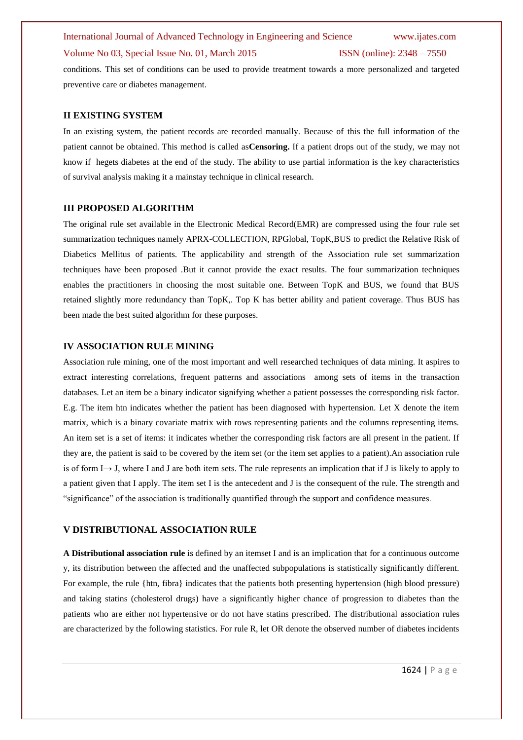conditions. This set of conditions can be used to provide treatment towards a more personalized and targeted preventive care or diabetes management.

## II EXISTING SYSTEM

In an existing system, the patient records are recorded manually. Because of this the full information of the patient cannot be obtained. This method is called as**Censoring.** If a patient drops out of the study, we may not know if hegets diabetes at the end of the study. The ability to use partial information is the key characteristics of survival analysis making it a mainstay technique in clinical research.

## III PROPOSED ALGORITHM

The original rule set available in the Electronic Medical Record(EMR) are compressed using the four rule set summarization techniques namely APRX-COLLECTION, RPGlobal, TopK,BUS to predict the Relative Risk of Diabetics Mellitus of patients. The applicability and strength of the Association rule set summarization techniques have been proposed .But it cannot provide the exact results. The four summarization techniques enables the practitioners in choosing the most suitable one. Between TopK and BUS, we found that BUS retained slightly more redundancy than TopK,. Top K has better ability and patient coverage. Thus BUS has been made the best suited algorithm for these purposes.

## IV ASSOCIATION RULE MINING

Association rule mining, one of the most important and well researched techniques of data mining. It aspires to extract interesting correlations, frequent patterns and associations among sets of items in the transaction databases. Let an item be a binary indicator signifying whether a patient possesses the corresponding risk factor. E.g. The item htn indicates whether the patient has been diagnosed with hypertension. Let X denote the item matrix, which is a binary covariate matrix with rows representing patients and the columns representing items. An item set is a set of items: it indicates whether the corresponding risk factors are all present in the patient. If they are, the patient is said to be covered by the item set (or the item set applies to a patient).An association rule is of form $I \rightarrow J$, where I and J are both item sets. The rule represents an implication that if J is likely to apply to a patient given that I apply. The item set I is the antecedent and J is the consequent of the rule. The strength and "significance" of the association is traditionally quantified through the support and confidence measures.

## V DISTRIBUTIONAL ASSOCIATION RULE

**A Distributional association rule** is defined by an itemset I and is an implication that for a continuous outcome y, its distribution between the affected and the unaffected subpopulations is statistically significantly different. For example, the rule {htn, fibra} indicates that the patients both presenting hypertension (high blood pressure) and taking statins (cholesterol drugs) have a significantly higher chance of progression to diabetes than the patients who are either not hypertensive or do not have statins prescribed. The distributional association rules are characterized by the following statistics. For rule R, let OR denote the observed number of diabetes incidents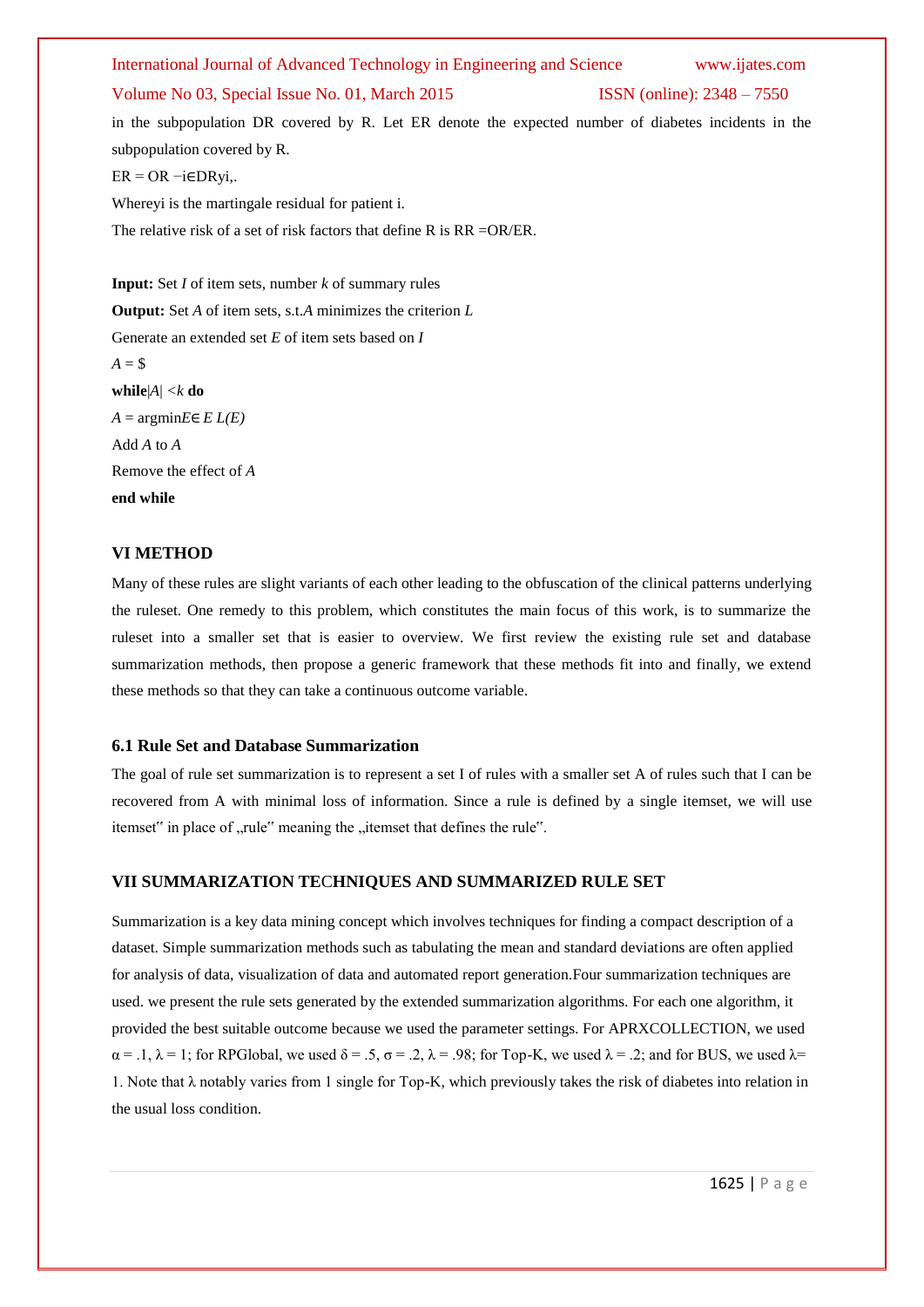in the subpopulation DR covered by R. Let ER denote the expected number of diabetes incidents in the subpopulation covered by R.

$ER = OR - \sum_{i \in DR} y_i$,.

Where $y_i$ is the martingale residual for patient i.

The relative risk of a set of risk factors that define R is RR =OR/ER.

**Input:** Set *I* of item sets, number *k* of summary rules

**Output:** Set *A* of item sets, s.t.*A* minimizes the criterion *L*

Generate an extended set *E* of item sets based on *I*

*A* = $

**while**|*A*| <*k* **do**

*A* = argmin*E*∈ *E L(E)*

Add *A* to *A*

Remove the effect of *A*

**end while**

## VI METHOD

Many of these rules are slight variants of each other leading to the obfuscation of the clinical patterns underlying the ruleset. One remedy to this problem, which constitutes the main focus of this work, is to summarize the ruleset into a smaller set that is easier to overview. We first review the existing rule set and database summarization methods, then propose a generic framework that these methods fit into and finally, we extend these methods so that they can take a continuous outcome variable.

### 6.1 Rule Set and Database Summarization

The goal of rule set summarization is to represent a set I of rules with a smaller set A of rules such that I can be recovered from A with minimal loss of information. Since a rule is defined by a single itemset, we will use itemset" in place of „rule" meaning the „itemset that defines the rule".

## VII SUMMARIZATION TECHNIQUES AND SUMMARIZED RULE SET

Summarization is a key data mining concept which involves techniques for finding a compact description of a dataset. Simple summarization methods such as tabulating the mean and standard deviations are often applied for analysis of data, visualization of data and automated report generation.Four summarization techniques are used. we present the rule sets generated by the extended summarization algorithms. For each one algorithm, it provided the best suitable outcome because we used the parameter settings. For APRXCOLLECTION, we used $\alpha = .1$, $\lambda = 1$; for RPGlobal, we used $\delta = .5$, $\sigma = .2$, $\lambda = .98$; for Top-K, we used $\lambda = .2$; and for BUS, we used $\lambda = 1$. Note that λ notably varies from 1 single for Top-K, which previously takes the risk of diabetes into relation in the usual loss condition.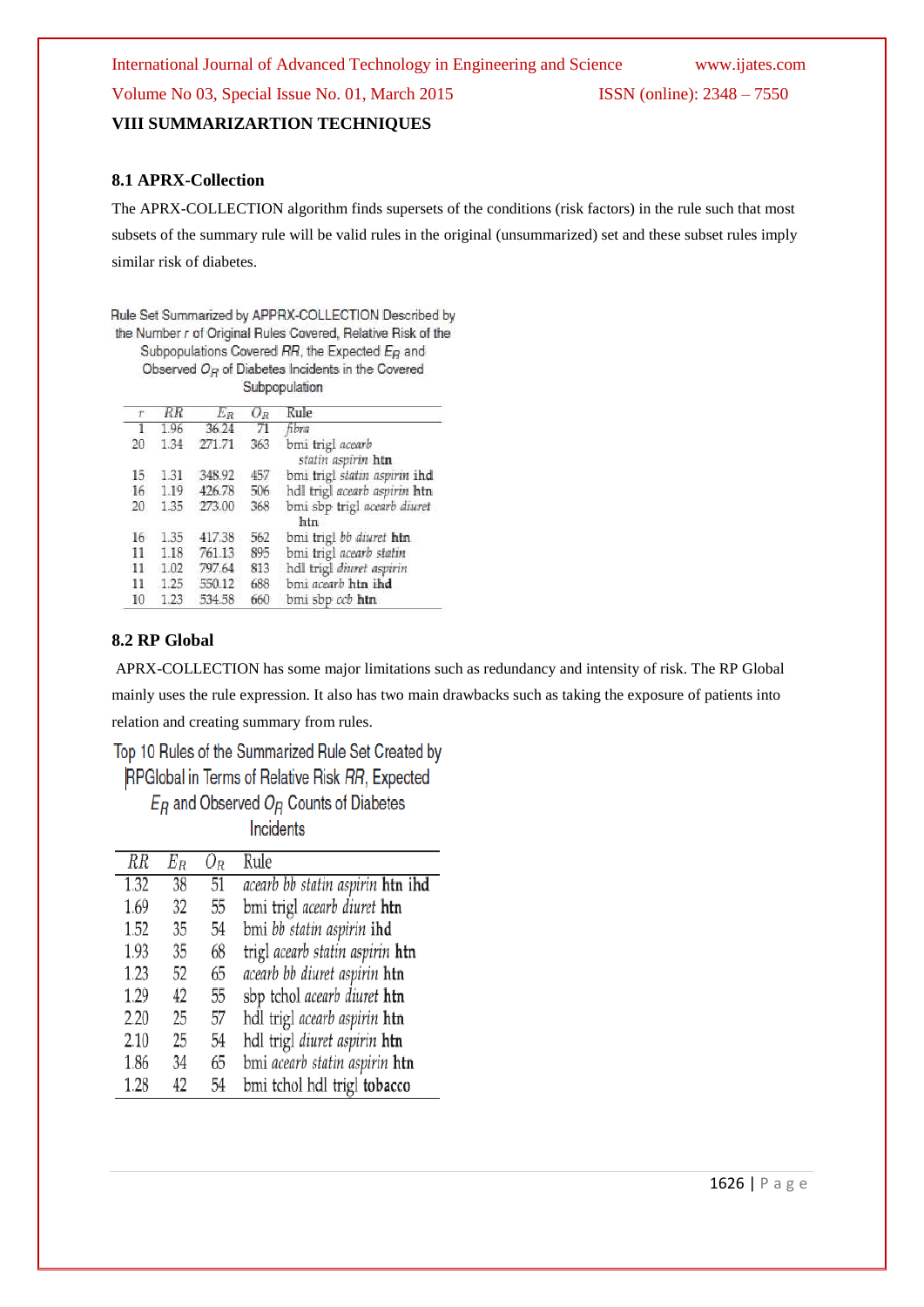## VIII SUMMARIZARTION TECHNIQUES

### 8.1 APRX-Collection

The APRX-COLLECTION algorithm finds supersets of the conditions (risk factors) in the rule such that most subsets of the summary rule will be valid rules in the original (unsummarized) set and these subset rules imply similar risk of diabetes.

Rule Set Summarized by APPRX-COLLECTION Described by the Number $r$ of Original Rules Covered, Relative Risk of the Subpopulations Covered $RR$, the Expected $E_R$ and Observed $O_R$ of Diabetes Incidents in the Covered Subpopulation

| $r$ | $RR$ | $E_R$ | $O_R$ | Rule |
|---|---|---|---|---|
| 1 | 1.96 | 36.24 | 71 | *fibra* |
| 20 | 1.34 | 271.71 | 363 | bmi trigl *acearb statin aspirin* **htn** |
| 15 | 1.31 | 348.92 | 457 | bmi trigl *statin aspirin* **ihd** |
| 16 | 1.19 | 426.78 | 506 | hdl trigl *acearb aspirin* **htn** |
| 20 | 1.35 | 273.00 | 368 | bmi sbp trigl *acearb diuret* **htn** |
| 16 | 1.35 | 417.38 | 562 | bmi trigl *bb diuret* **htn** |
| 11 | 1.18 | 761.13 | 895 | bmi trigl *acearb statin* |
| 11 | 1.02 | 797.64 | 813 | hdl trigl *diuret aspirin* |
| 11 | 1.25 | 550.12 | 688 | bmi *acearb* **htn ihd** |
| 10 | 1.23 | 534.58 | 660 | bmi sbp *ccb* **htn** |

### 8.2 RP Global

APRX-COLLECTION has some major limitations such as redundancy and intensity of risk. The RP Global mainly uses the rule expression. It also has two main drawbacks such as taking the exposure of patients into relation and creating summary from rules.

Top 10 Rules of the Summarized Rule Set Created by RPGlobal in Terms of Relative Risk $RR$, Expected $E_R$ and Observed $O_R$ Counts of Diabetes Incidents

| $RR$ | $E_R$ | $O_R$ | Rule |
|---|---|---|---|
| 1.32 | 38 | 51 | *acearb bb statin aspirin* **htn ihd** |
| 1.69 | 32 | 55 | bmi trigl *acearb diuret* **htn** |
| 1.52 | 35 | 54 | bmi *bb statin aspirin* **ihd** |
| 1.93 | 35 | 68 | trigl *acearb statin aspirin* **htn** |
| 1.23 | 52 | 65 | *acearb bb diuret aspirin* **htn** |
| 1.29 | 42 | 55 | sbp tchol *acearb diuret* **htn** |
| 2.20 | 25 | 57 | hdl trigl *acearb aspirin* **htn** |
| 2.10 | 25 | 54 | hdl trigl *diuret aspirin* **htn** |
| 1.86 | 34 | 65 | bmi *acearb statin aspirin* **htn** |
| 1.28 | 42 | 54 | bmi tchol hdl trigl **tobacco** |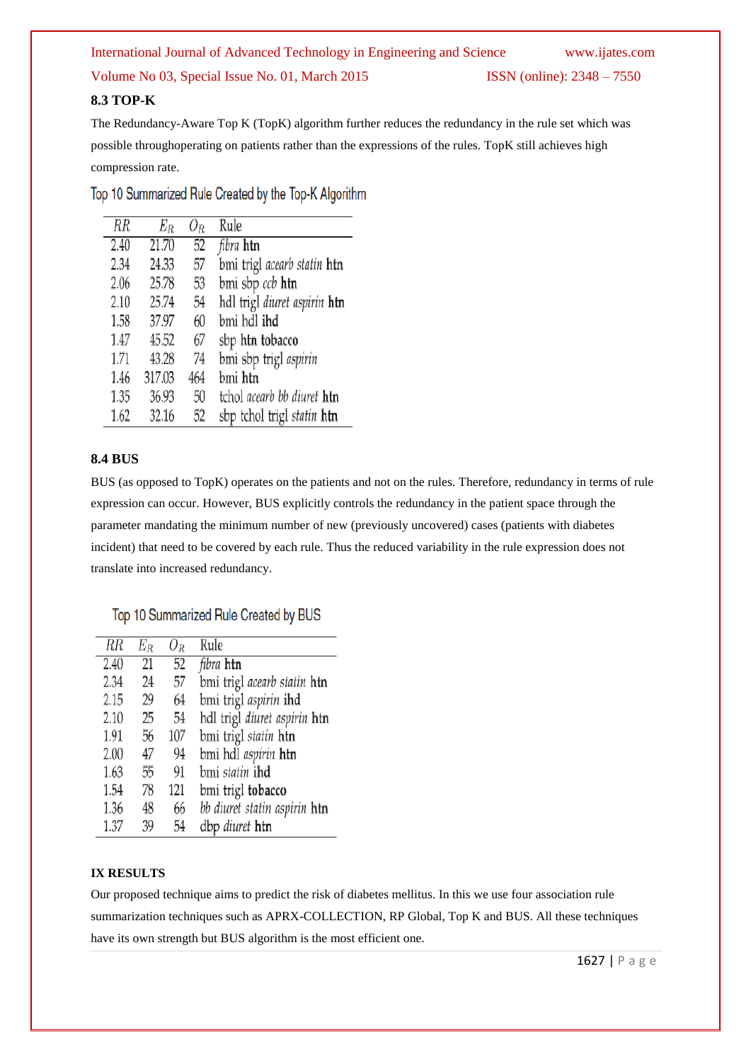### 8.3 TOP-K

The Redundancy-Aware Top K (TopK) algorithm further reduces the redundancy in the rule set which was possible throughoperating on patients rather than the expressions of the rules. TopK still achieves high compression rate.

Top 10 Summarized Rule Created by the Top-K Algorithm

| $RR$ | $E_R$ | $O_R$ | Rule |
|---|---|---|---|
| 2.40 | 21.70 | 52 | *fibra* **htn** |
| 2.34 | 24.33 | 57 | bmi trigl *acearb statin* **htn** |
| 2.06 | 25.78 | 53 | bmi sbp *ccb* **htn** |
| 2.10 | 25.74 | 54 | hdl trigl *diuret aspirin* **htn** |
| 1.58 | 37.97 | 60 | bmi hdl **ihd** |
| 1.47 | 45.52 | 67 | sbp **htn tobacco** |
| 1.71 | 43.28 | 74 | bmi sbp trigl *aspirin* |
| 1.46 | 317.03 | 464 | bmi **htn** |
| 1.35 | 36.93 | 50 | tchol *acearb bb diuret* **htn** |
| 1.62 | 32.16 | 52 | sbp tchol trigl *statin* **htn** |

### 8.4 BUS

BUS (as opposed to TopK) operates on the patients and not on the rules. Therefore, redundancy in terms of rule expression can occur. However, BUS explicitly controls the redundancy in the patient space through the parameter mandating the minimum number of new (previously uncovered) cases (patients with diabetes incident) that need to be covered by each rule. Thus the reduced variability in the rule expression does not translate into increased redundancy.

Top 10 Summarized Rule Created by BUS

| $RR$ | $E_R$ | $O_R$ | Rule |
|---|---|---|---|
| 2.40 | 21 | 52 | *fibra* **htn** |
| 2.34 | 24 | 57 | bmi trigl *acearb statin* **htn** |
| 2.15 | 29 | 64 | bmi trigl *aspirin* **ihd** |
| 2.10 | 25 | 54 | hdl trigl *diuret aspirin* **htn** |
| 1.91 | 56 | 107 | bmi trigl *statin* **htn** |
| 2.00 | 47 | 94 | bmi hdl *aspirin* **htn** |
| 1.63 | 55 | 91 | bmi *statin* **ihd** |
| 1.54 | 78 | 121 | bmi trigl **tobacco** |
| 1.36 | 48 | 66 | *bb diuret statin aspirin* **htn** |
| 1.37 | 39 | 54 | dbp *diuret* **htn** |

## IX RESULTS

Our proposed technique aims to predict the risk of diabetes mellitus. In this we use four association rule summarization techniques such as APRX-COLLECTION, RP Global, Top K and BUS. All these techniques have its own strength but BUS algorithm is the most efficient one.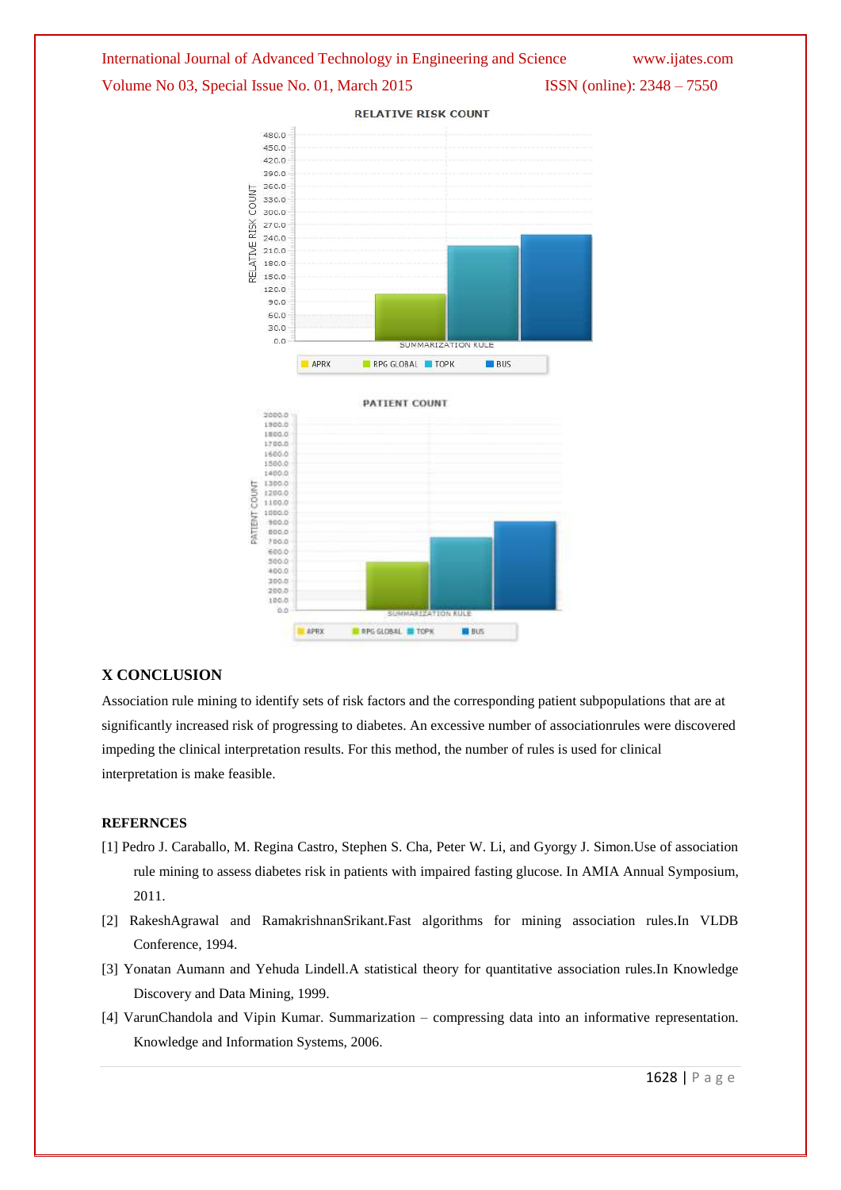## X CONCLUSION

Association rule mining to identify sets of risk factors and the corresponding patient subpopulations that are at significantly increased risk of progressing to diabetes. An excessive number of associationrules were discovered impeding the clinical interpretation results. For this method, the number of rules is used for clinical interpretation is make feasible.

## REFERNCES

[1] Pedro J. Caraballo, M. Regina Castro, Stephen S. Cha, Peter W. Li, and Gyorgy J. Simon.Use of association rule mining to assess diabetes risk in patients with impaired fasting glucose. In AMIA Annual Symposium, 2011.

[2] RakeshAgrawal and RamakrishnanSrikant.Fast algorithms for mining association rules.In VLDB Conference, 1994.

[3] Yonatan Aumann and Yehuda Lindell.A statistical theory for quantitative association rules.In Knowledge Discovery and Data Mining, 1999.

[4] VarunChandola and Vipin Kumar. Summarization – compressing data into an informative representation. Knowledge and Information Systems, 2006.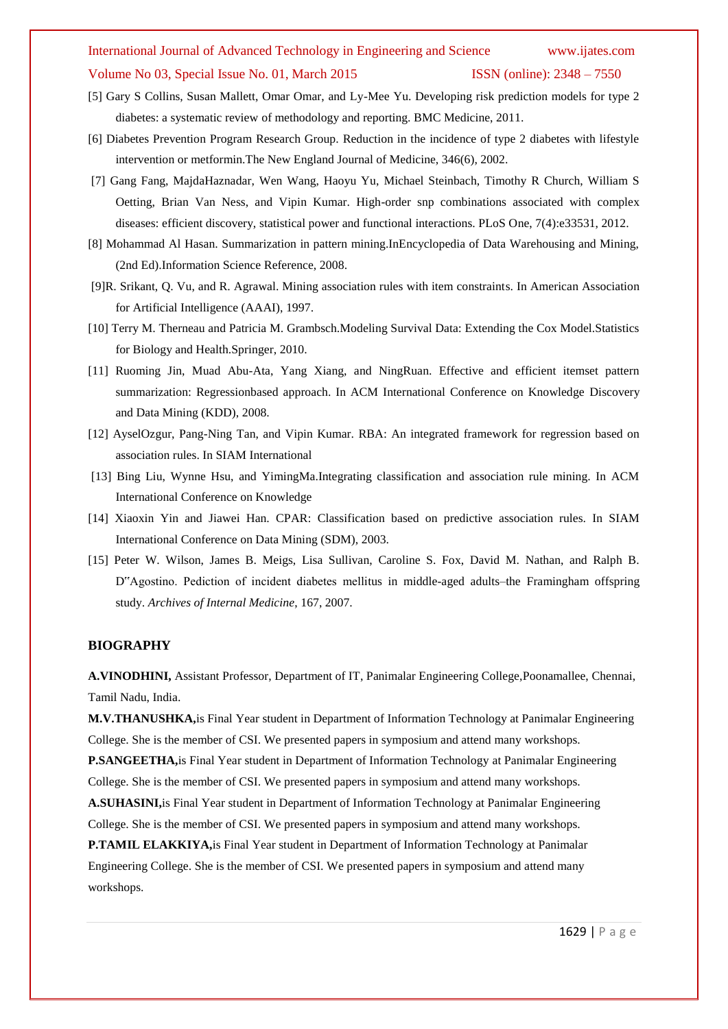[5] Gary S Collins, Susan Mallett, Omar Omar, and Ly-Mee Yu. Developing risk prediction models for type 2 diabetes: a systematic review of methodology and reporting. BMC Medicine, 2011.

[6] Diabetes Prevention Program Research Group. Reduction in the incidence of type 2 diabetes with lifestyle intervention or metformin.The New England Journal of Medicine, 346(6), 2002.

[7] Gang Fang, MajdaHaznadar, Wen Wang, Haoyu Yu, Michael Steinbach, Timothy R Church, William S Oetting, Brian Van Ness, and Vipin Kumar. High-order snp combinations associated with complex diseases: efficient discovery, statistical power and functional interactions. PLoS One, 7(4):e33531, 2012.

[8] Mohammad Al Hasan. Summarization in pattern mining.InEncyclopedia of Data Warehousing and Mining, (2nd Ed).Information Science Reference, 2008.

[9]R. Srikant, Q. Vu, and R. Agrawal. Mining association rules with item constraints. In American Association for Artificial Intelligence (AAAI), 1997.

[10] Terry M. Therneau and Patricia M. Grambsch.Modeling Survival Data: Extending the Cox Model.Statistics for Biology and Health.Springer, 2010.

[11] Ruoming Jin, Muad Abu-Ata, Yang Xiang, and NingRuan. Effective and efficient itemset pattern summarization: Regressionbased approach. In ACM International Conference on Knowledge Discovery and Data Mining (KDD), 2008.

[12] AyselOzgur, Pang-Ning Tan, and Vipin Kumar. RBA: An integrated framework for regression based on association rules. In SIAM International

[13] Bing Liu, Wynne Hsu, and YimingMa.Integrating classification and association rule mining. In ACM International Conference on Knowledge

[14] Xiaoxin Yin and Jiawei Han. CPAR: Classification based on predictive association rules. In SIAM International Conference on Data Mining (SDM), 2003.

[15] Peter W. Wilson, James B. Meigs, Lisa Sullivan, Caroline S. Fox, David M. Nathan, and Ralph B. D"Agostino. Pediction of incident diabetes mellitus in middle-aged adults–the Framingham offspring study. *Archives of Internal Medicine*, 167, 2007.

## BIOGRAPHY

**A.VINODHINI,** Assistant Professor, Department of IT, Panimalar Engineering College,Poonamallee, Chennai, Tamil Nadu, India.

**M.V.THANUSHKA,**is Final Year student in Department of Information Technology at Panimalar Engineering College. She is the member of CSI. We presented papers in symposium and attend many workshops.

**P.SANGEETHA,**is Final Year student in Department of Information Technology at Panimalar Engineering College. She is the member of CSI. We presented papers in symposium and attend many workshops.

**A.SUHASINI,**is Final Year student in Department of Information Technology at Panimalar Engineering College. She is the member of CSI. We presented papers in symposium and attend many workshops.

**P.TAMIL ELAKKIYA,**is Final Year student in Department of Information Technology at Panimalar Engineering College. She is the member of CSI. We presented papers in symposium and attend many workshops.